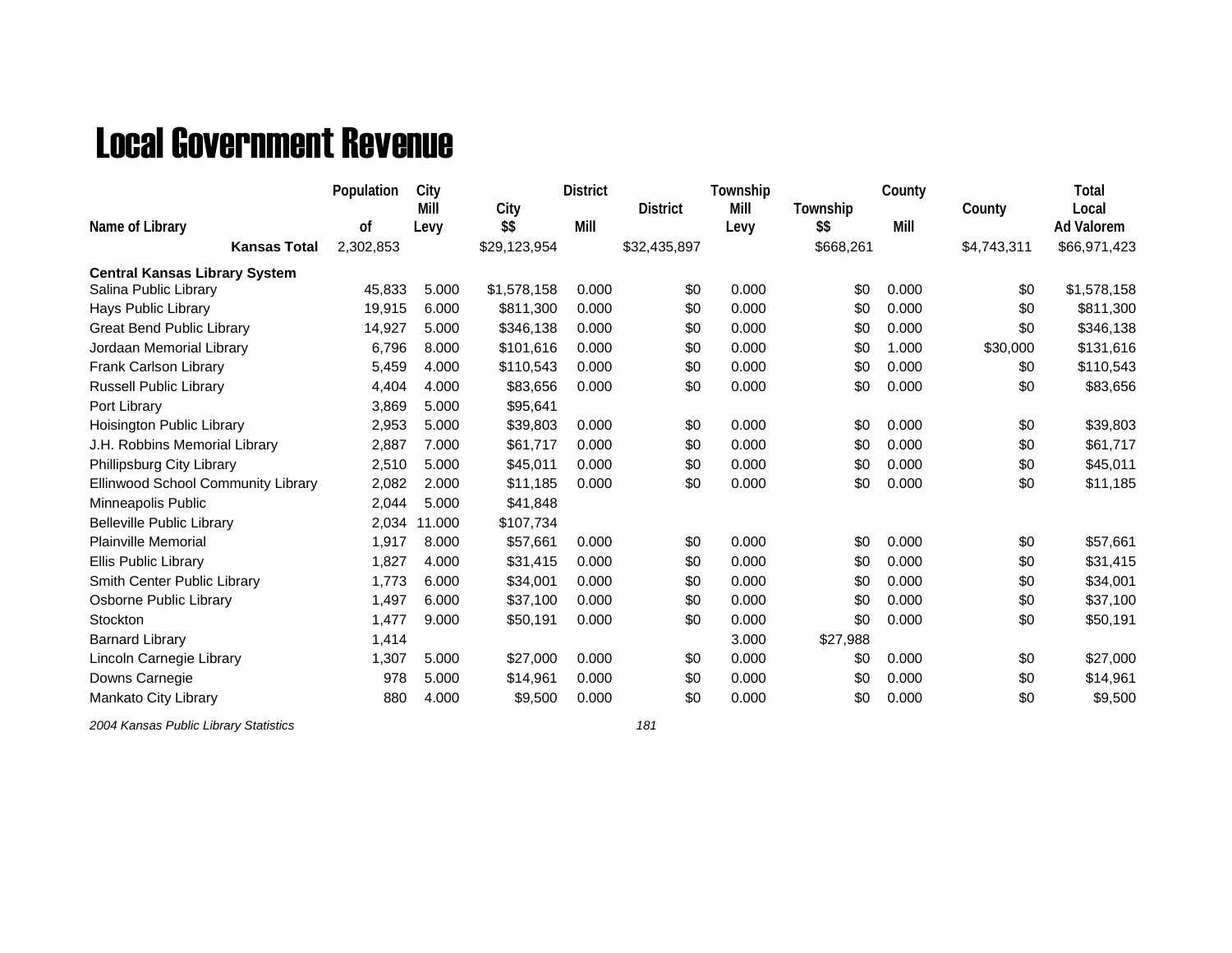# Local Government Revenue

| Name of Library | Population of | City Mill Levy | City $$ | District Mill | District | Township Mill Levy | Township $$ | County Mill | County | Total Local Ad Valorem |
|---|---|---|---|---|---|---|---|---|---|---|
| **Kansas Total** | 2,302,853 | | $29,123,954 | | $32,435,897 | | $668,261 | | $4,743,311 | $66,971,423 |
| **Central Kansas Library System** | | | | | | | | | | |
| Salina Public Library | 45,833 | 5.000 | $1,578,158 | 0.000 | $0 | 0.000 | $0 | 0.000 | $0 | $1,578,158 |
| Hays Public Library | 19,915 | 6.000 | $811,300 | 0.000 | $0 | 0.000 | $0 | 0.000 | $0 | $811,300 |
| Great Bend Public Library | 14,927 | 5.000 | $346,138 | 0.000 | $0 | 0.000 | $0 | 0.000 | $0 | $346,138 |
| Jordaan Memorial Library | 6,796 | 8.000 | $101,616 | 0.000 | $0 | 0.000 | $0 | 1.000 | $30,000 | $131,616 |
| Frank Carlson Library | 5,459 | 4.000 | $110,543 | 0.000 | $0 | 0.000 | $0 | 0.000 | $0 | $110,543 |
| Russell Public Library | 4,404 | 4.000 | $83,656 | 0.000 | $0 | 0.000 | $0 | 0.000 | $0 | $83,656 |
| Port Library | 3,869 | 5.000 | $95,641 | | | | | | | |
| Hoisington Public Library | 2,953 | 5.000 | $39,803 | 0.000 | $0 | 0.000 | $0 | 0.000 | $0 | $39,803 |
| J.H. Robbins Memorial Library | 2,887 | 7.000 | $61,717 | 0.000 | $0 | 0.000 | $0 | 0.000 | $0 | $61,717 |
| Phillipsburg City Library | 2,510 | 5.000 | $45,011 | 0.000 | $0 | 0.000 | $0 | 0.000 | $0 | $45,011 |
| Ellinwood School Community Library | 2,082 | 2.000 | $11,185 | 0.000 | $0 | 0.000 | $0 | 0.000 | $0 | $11,185 |
| Minneapolis Public | 2,044 | 5.000 | $41,848 | | | | | | | |
| Belleville Public Library | 2,034 | 11.000 | $107,734 | | | | | | | |
| Plainville Memorial | 1,917 | 8.000 | $57,661 | 0.000 | $0 | 0.000 | $0 | 0.000 | $0 | $57,661 |
| Ellis Public Library | 1,827 | 4.000 | $31,415 | 0.000 | $0 | 0.000 | $0 | 0.000 | $0 | $31,415 |
| Smith Center Public Library | 1,773 | 6.000 | $34,001 | 0.000 | $0 | 0.000 | $0 | 0.000 | $0 | $34,001 |
| Osborne Public Library | 1,497 | 6.000 | $37,100 | 0.000 | $0 | 0.000 | $0 | 0.000 | $0 | $37,100 |
| Stockton | 1,477 | 9.000 | $50,191 | 0.000 | $0 | 0.000 | $0 | 0.000 | $0 | $50,191 |
| Barnard Library | 1,414 | | | | | 3.000 | $27,988 | | | |
| Lincoln Carnegie Library | 1,307 | 5.000 | $27,000 | 0.000 | $0 | 0.000 | $0 | 0.000 | $0 | $27,000 |
| Downs Carnegie | 978 | 5.000 | $14,961 | 0.000 | $0 | 0.000 | $0 | 0.000 | $0 | $14,961 |
| Mankato City Library | 880 | 4.000 | $9,500 | 0.000 | $0 | 0.000 | $0 | 0.000 | $0 | $9,500 |

*2004 Kansas Public Library Statistics*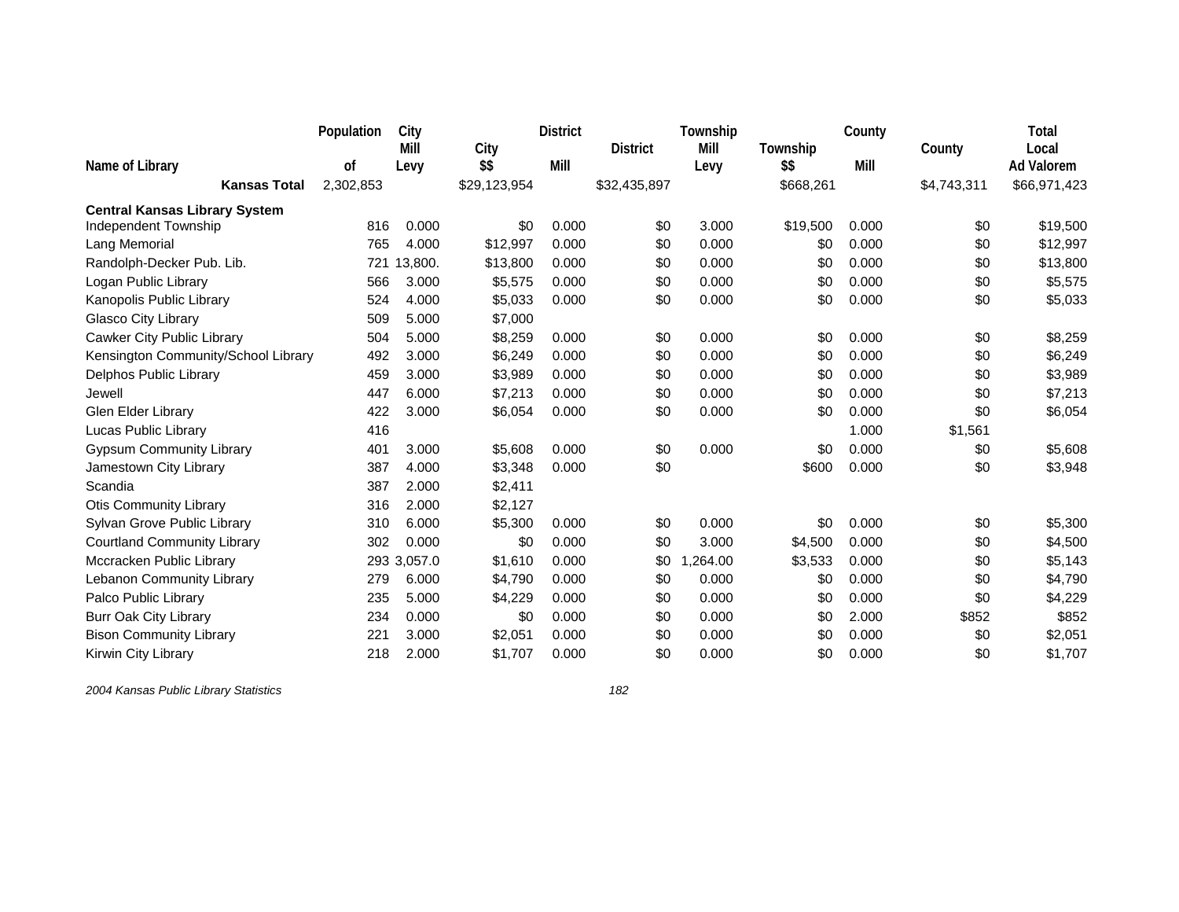| Name of Library | Population of | City Mill Levy | City $$ | District Mill | District | Township Mill Levy | Township $$ | County Mill | County | Total Local Ad Valorem |
|---|---|---|---|---|---|---|---|---|---|---|
| **Kansas Total** | 2,302,853 | | $29,123,954 | | $32,435,897 | | $668,261 | | $4,743,311 | $66,971,423 |
| **Central Kansas Library System** | | | | | | | | | | |
| Independent Township | 816 | 0.000 | $0 | 0.000 | $0 | 3.000 | $19,500 | 0.000 | $0 | $19,500 |
| Lang Memorial | 765 | 4.000 | $12,997 | 0.000 | $0 | 0.000 | $0 | 0.000 | $0 | $12,997 |
| Randolph-Decker Pub. Lib. | 721 | 13,800. | $13,800 | 0.000 | $0 | 0.000 | $0 | 0.000 | $0 | $13,800 |
| Logan Public Library | 566 | 3.000 | $5,575 | 0.000 | $0 | 0.000 | $0 | 0.000 | $0 | $5,575 |
| Kanopolis Public Library | 524 | 4.000 | $5,033 | 0.000 | $0 | 0.000 | $0 | 0.000 | $0 | $5,033 |
| Glasco City Library | 509 | 5.000 | $7,000 | | | | | | | |
| Cawker City Public Library | 504 | 5.000 | $8,259 | 0.000 | $0 | 0.000 | $0 | 0.000 | $0 | $8,259 |
| Kensington Community/School Library | 492 | 3.000 | $6,249 | 0.000 | $0 | 0.000 | $0 | 0.000 | $0 | $6,249 |
| Delphos Public Library | 459 | 3.000 | $3,989 | 0.000 | $0 | 0.000 | $0 | 0.000 | $0 | $3,989 |
| Jewell | 447 | 6.000 | $7,213 | 0.000 | $0 | 0.000 | $0 | 0.000 | $0 | $7,213 |
| Glen Elder Library | 422 | 3.000 | $6,054 | 0.000 | $0 | 0.000 | $0 | 0.000 | $0 | $6,054 |
| Lucas Public Library | 416 | | | | | | | 1.000 | $1,561 | |
| Gypsum Community Library | 401 | 3.000 | $5,608 | 0.000 | $0 | 0.000 | $0 | 0.000 | $0 | $5,608 |
| Jamestown City Library | 387 | 4.000 | $3,348 | 0.000 | $0 | | $600 | 0.000 | $0 | $3,948 |
| Scandia | 387 | 2.000 | $2,411 | | | | | | | |
| Otis Community Library | 316 | 2.000 | $2,127 | | | | | | | |
| Sylvan Grove Public Library | 310 | 6.000 | $5,300 | 0.000 | $0 | 0.000 | $0 | 0.000 | $0 | $5,300 |
| Courtland Community Library | 302 | 0.000 | $0 | 0.000 | $0 | 3.000 | $4,500 | 0.000 | $0 | $4,500 |
| Mccracken Public Library | 293 | 3,057.0 | $1,610 | 0.000 | $0 | 1,264.00 | $3,533 | 0.000 | $0 | $5,143 |
| Lebanon Community Library | 279 | 6.000 | $4,790 | 0.000 | $0 | 0.000 | $0 | 0.000 | $0 | $4,790 |
| Palco Public Library | 235 | 5.000 | $4,229 | 0.000 | $0 | 0.000 | $0 | 0.000 | $0 | $4,229 |
| Burr Oak City Library | 234 | 0.000 | $0 | 0.000 | $0 | 0.000 | $0 | 2.000 | $852 | $852 |
| Bison Community Library | 221 | 3.000 | $2,051 | 0.000 | $0 | 0.000 | $0 | 0.000 | $0 | $2,051 |
| Kirwin City Library | 218 | 2.000 | $1,707 | 0.000 | $0 | 0.000 | $0 | 0.000 | $0 | $1,707 |

*2004 Kansas Public Library Statistics*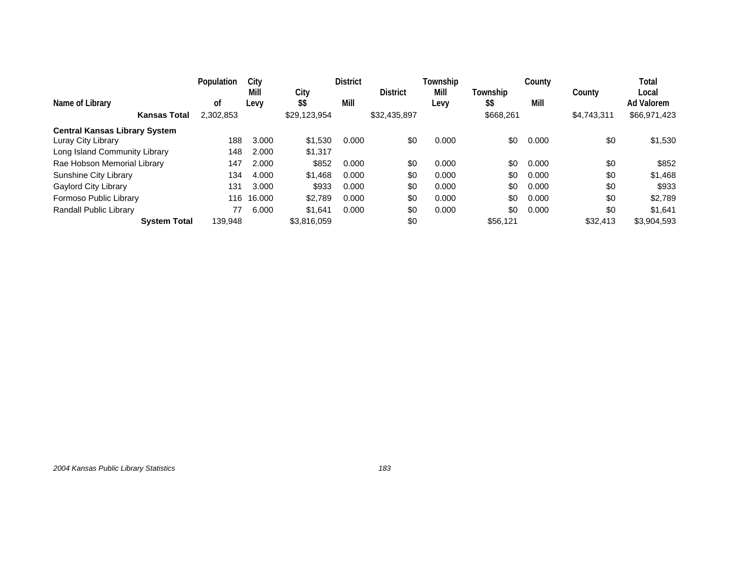| Name of Library | Population of | City Mill Levy | City $$ | District Mill | District | Township Mill Levy | Township $$ | County Mill | County | Total Local Ad Valorem |
|---|---|---|---|---|---|---|---|---|---|---|
| **Kansas Total** | 2,302,853 | | $29,123,954 | | $32,435,897 | | $668,261 | | $4,743,311 | $66,971,423 |
| **Central Kansas Library System** | | | | | | | | | | |
| Luray City Library | 188 | 3.000 | $1,530 | 0.000 | $0 | 0.000 | $0 | 0.000 | $0 | $1,530 |
| Long Island Community Library | 148 | 2.000 | $1,317 | | | | | | | |
| Rae Hobson Memorial Library | 147 | 2.000 | $852 | 0.000 | $0 | 0.000 | $0 | 0.000 | $0 | $852 |
| Sunshine City Library | 134 | 4.000 | $1,468 | 0.000 | $0 | 0.000 | $0 | 0.000 | $0 | $1,468 |
| Gaylord City Library | 131 | 3.000 | $933 | 0.000 | $0 | 0.000 | $0 | 0.000 | $0 | $933 |
| Formoso Public Library | 116 | 16.000 | $2,789 | 0.000 | $0 | 0.000 | $0 | 0.000 | $0 | $2,789 |
| Randall Public Library | 77 | 6.000 | $1,641 | 0.000 | $0 | 0.000 | $0 | 0.000 | $0 | $1,641 |
| **System Total** | 139,948 | | $3,816,059 | | $0 | | $56,121 | | $32,413 | $3,904,593 |

*2004 Kansas Public Library Statistics*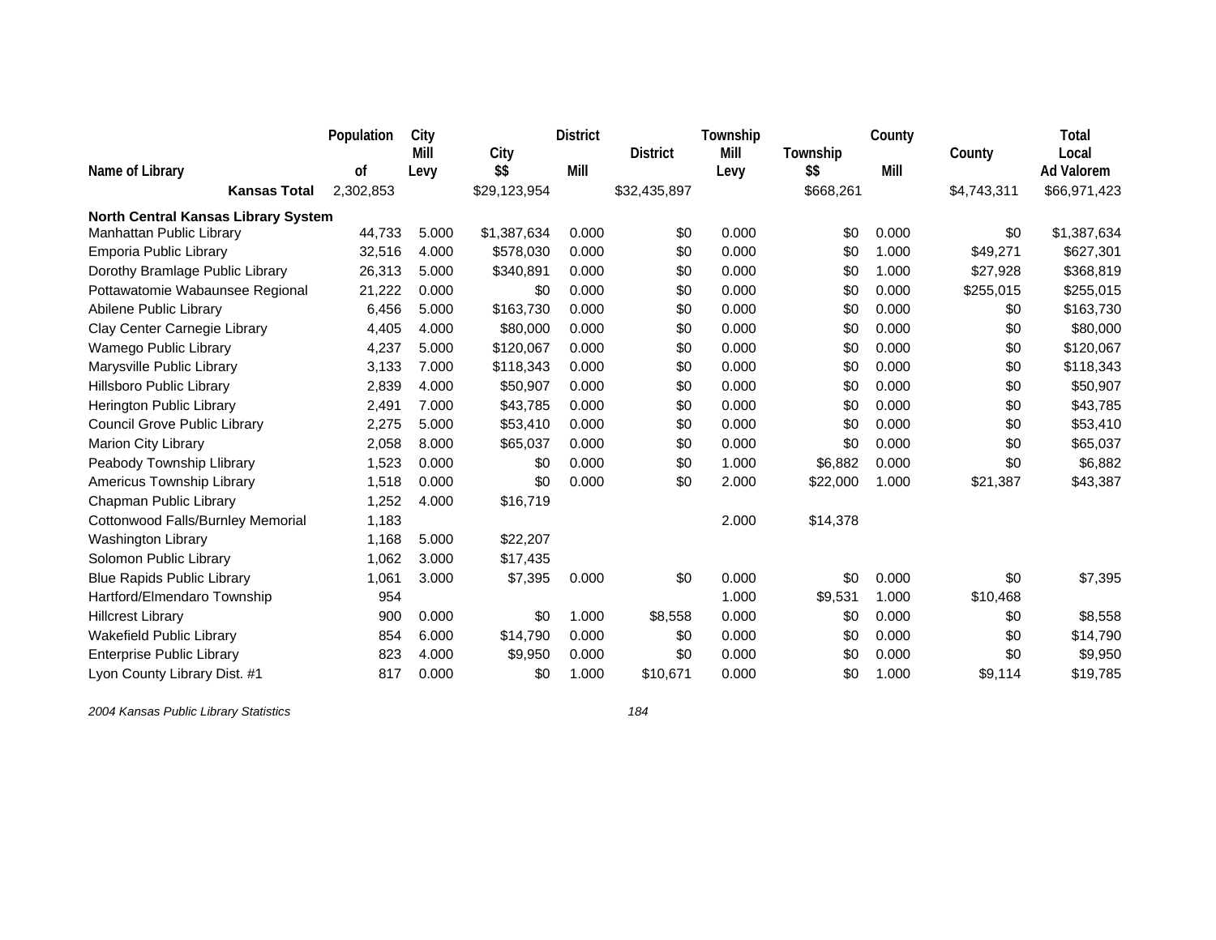| Name of Library | Population of | City Mill Levy | City $$ | District Mill | District | Township Mill Levy | Township $$ | County Mill | County | Total Local Ad Valorem |
|---|---|---|---|---|---|---|---|---|---|---|
| **Kansas Total** | 2,302,853 | | $29,123,954 | | $32,435,897 | | $668,261 | | $4,743,311 | $66,971,423 |
| **North Central Kansas Library System** | | | | | | | | | | |
| Manhattan Public Library | 44,733 | 5.000 | $1,387,634 | 0.000 | $0 | 0.000 | $0 | 0.000 | $0 | $1,387,634 |
| Emporia Public Library | 32,516 | 4.000 | $578,030 | 0.000 | $0 | 0.000 | $0 | 1.000 | $49,271 | $627,301 |
| Dorothy Bramlage Public Library | 26,313 | 5.000 | $340,891 | 0.000 | $0 | 0.000 | $0 | 1.000 | $27,928 | $368,819 |
| Pottawatomie Wabaunsee Regional | 21,222 | 0.000 | $0 | 0.000 | $0 | 0.000 | $0 | 0.000 | $255,015 | $255,015 |
| Abilene Public Library | 6,456 | 5.000 | $163,730 | 0.000 | $0 | 0.000 | $0 | 0.000 | $0 | $163,730 |
| Clay Center Carnegie Library | 4,405 | 4.000 | $80,000 | 0.000 | $0 | 0.000 | $0 | 0.000 | $0 | $80,000 |
| Wamego Public Library | 4,237 | 5.000 | $120,067 | 0.000 | $0 | 0.000 | $0 | 0.000 | $0 | $120,067 |
| Marysville Public Library | 3,133 | 7.000 | $118,343 | 0.000 | $0 | 0.000 | $0 | 0.000 | $0 | $118,343 |
| Hillsboro Public Library | 2,839 | 4.000 | $50,907 | 0.000 | $0 | 0.000 | $0 | 0.000 | $0 | $50,907 |
| Herington Public Library | 2,491 | 7.000 | $43,785 | 0.000 | $0 | 0.000 | $0 | 0.000 | $0 | $43,785 |
| Council Grove Public Library | 2,275 | 5.000 | $53,410 | 0.000 | $0 | 0.000 | $0 | 0.000 | $0 | $53,410 |
| Marion City Library | 2,058 | 8.000 | $65,037 | 0.000 | $0 | 0.000 | $0 | 0.000 | $0 | $65,037 |
| Peabody Township Llibrary | 1,523 | 0.000 | $0 | 0.000 | $0 | 1.000 | $6,882 | 0.000 | $0 | $6,882 |
| Americus Township Library | 1,518 | 0.000 | $0 | 0.000 | $0 | 2.000 | $22,000 | 1.000 | $21,387 | $43,387 |
| Chapman Public Library | 1,252 | 4.000 | $16,719 | | | | | | | |
| Cottonwood Falls/Burnley Memorial | 1,183 | | | | | 2.000 | $14,378 | | | |
| Washington Library | 1,168 | 5.000 | $22,207 | | | | | | | |
| Solomon Public Library | 1,062 | 3.000 | $17,435 | | | | | | | |
| Blue Rapids Public Library | 1,061 | 3.000 | $7,395 | 0.000 | $0 | 0.000 | $0 | 0.000 | $0 | $7,395 |
| Hartford/Elmendaro Township | 954 | | | | | 1.000 | $9,531 | 1.000 | $10,468 | |
| Hillcrest Library | 900 | 0.000 | $0 | 1.000 | $8,558 | 0.000 | $0 | 0.000 | $0 | $8,558 |
| Wakefield Public Library | 854 | 6.000 | $14,790 | 0.000 | $0 | 0.000 | $0 | 0.000 | $0 | $14,790 |
| Enterprise Public Library | 823 | 4.000 | $9,950 | 0.000 | $0 | 0.000 | $0 | 0.000 | $0 | $9,950 |
| Lyon County Library Dist. #1 | 817 | 0.000 | $0 | 1.000 | $10,671 | 0.000 | $0 | 1.000 | $9,114 | $19,785 |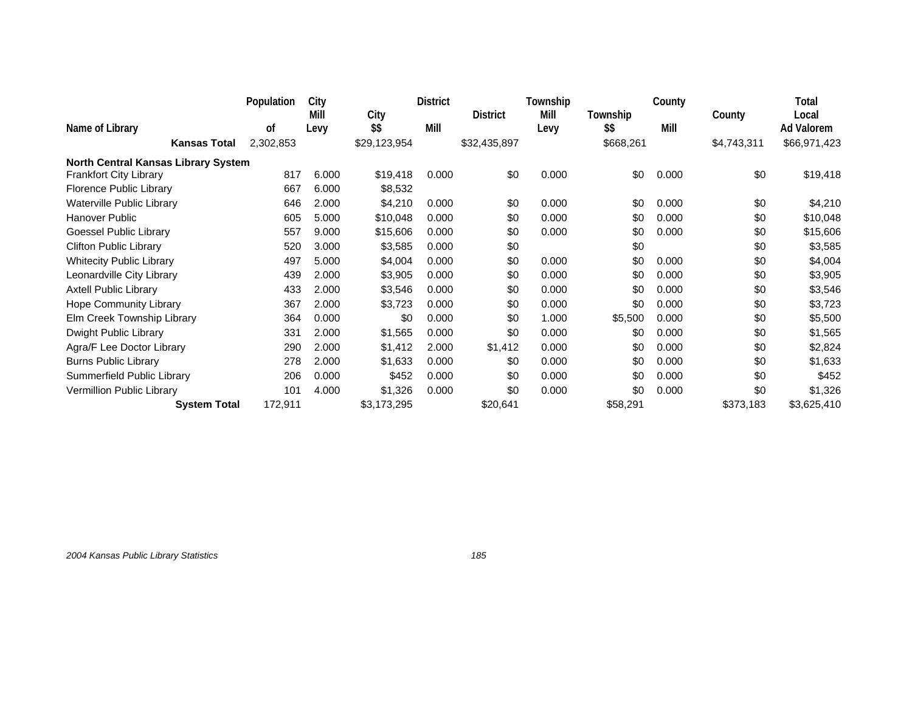| Name of Library | Population of | City Mill Levy | City $$ | District Mill | District | Township Mill Levy | Township $$ | County Mill | County | Total Local Ad Valorem |
|---|---|---|---|---|---|---|---|---|---|---|
| **Kansas Total** | 2,302,853 | | $29,123,954 | | $32,435,897 | | $668,261 | | $4,743,311 | $66,971,423 |
| **North Central Kansas Library System** | | | | | | | | | | |
| Frankfort City Library | 817 | 6.000 | $19,418 | 0.000 | $0 | 0.000 | $0 | 0.000 | $0 | $19,418 |
| Florence Public Library | 667 | 6.000 | $8,532 | | | | | | | |
| Waterville Public Library | 646 | 2.000 | $4,210 | 0.000 | $0 | 0.000 | $0 | 0.000 | $0 | $4,210 |
| Hanover Public | 605 | 5.000 | $10,048 | 0.000 | $0 | 0.000 | $0 | 0.000 | $0 | $10,048 |
| Goessel Public Library | 557 | 9.000 | $15,606 | 0.000 | $0 | 0.000 | $0 | 0.000 | $0 | $15,606 |
| Clifton Public Library | 520 | 3.000 | $3,585 | 0.000 | $0 | | $0 | | $0 | $3,585 |
| Whitecity Public Library | 497 | 5.000 | $4,004 | 0.000 | $0 | 0.000 | $0 | 0.000 | $0 | $4,004 |
| Leonardville City Library | 439 | 2.000 | $3,905 | 0.000 | $0 | 0.000 | $0 | 0.000 | $0 | $3,905 |
| Axtell Public Library | 433 | 2.000 | $3,546 | 0.000 | $0 | 0.000 | $0 | 0.000 | $0 | $3,546 |
| Hope Community Library | 367 | 2.000 | $3,723 | 0.000 | $0 | 0.000 | $0 | 0.000 | $0 | $3,723 |
| Elm Creek Township Library | 364 | 0.000 | $0 | 0.000 | $0 | 1.000 | $5,500 | 0.000 | $0 | $5,500 |
| Dwight Public Library | 331 | 2.000 | $1,565 | 0.000 | $0 | 0.000 | $0 | 0.000 | $0 | $1,565 |
| Agra/F Lee Doctor Library | 290 | 2.000 | $1,412 | 2.000 | $1,412 | 0.000 | $0 | 0.000 | $0 | $2,824 |
| Burns Public Library | 278 | 2.000 | $1,633 | 0.000 | $0 | 0.000 | $0 | 0.000 | $0 | $1,633 |
| Summerfield Public Library | 206 | 0.000 | $452 | 0.000 | $0 | 0.000 | $0 | 0.000 | $0 | $452 |
| Vermillion Public Library | 101 | 4.000 | $1,326 | 0.000 | $0 | 0.000 | $0 | 0.000 | $0 | $1,326 |
| **System Total** | 172,911 | | $3,173,295 | | $20,641 | | $58,291 | | $373,183 | $3,625,410 |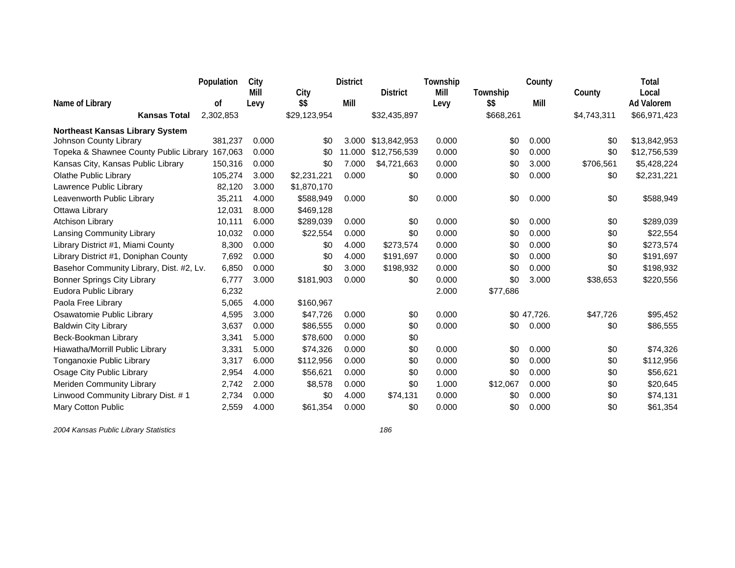| Name of Library | Population of | City Mill Levy | City $$ | District Mill | District | Township Mill Levy | Township $$ | County Mill | County | Total Local Ad Valorem |
|---|---|---|---|---|---|---|---|---|---|---|
| **Kansas Total** | 2,302,853 | | $29,123,954 | | $32,435,897 | | $668,261 | | $4,743,311 | $66,971,423 |
| **Northeast Kansas Library System** | | | | | | | | | | |
| Johnson County Library | 381,237 | 0.000 | $0 | 3.000 | $13,842,953 | 0.000 | $0 | 0.000 | $0 | $13,842,953 |
| Topeka & Shawnee County Public Library | 167,063 | 0.000 | $0 | 11.000 | $12,756,539 | 0.000 | $0 | 0.000 | $0 | $12,756,539 |
| Kansas City, Kansas Public Library | 150,316 | 0.000 | $0 | 7.000 | $4,721,663 | 0.000 | $0 | 3.000 | $706,561 | $5,428,224 |
| Olathe Public Library | 105,274 | 3.000 | $2,231,221 | 0.000 | $0 | 0.000 | $0 | 0.000 | $0 | $2,231,221 |
| Lawrence Public Library | 82,120 | 3.000 | $1,870,170 | | | | | | | |
| Leavenworth Public Library | 35,211 | 4.000 | $588,949 | 0.000 | $0 | 0.000 | $0 | 0.000 | $0 | $588,949 |
| Ottawa Library | 12,031 | 8.000 | $469,128 | | | | | | | |
| Atchison Library | 10,111 | 6.000 | $289,039 | 0.000 | $0 | 0.000 | $0 | 0.000 | $0 | $289,039 |
| Lansing Community Library | 10,032 | 0.000 | $22,554 | 0.000 | $0 | 0.000 | $0 | 0.000 | $0 | $22,554 |
| Library District #1, Miami County | 8,300 | 0.000 | $0 | 4.000 | $273,574 | 0.000 | $0 | 0.000 | $0 | $273,574 |
| Library District #1, Doniphan County | 7,692 | 0.000 | $0 | 4.000 | $191,697 | 0.000 | $0 | 0.000 | $0 | $191,697 |
| Basehor Community Library, Dist. #2, Lv. | 6,850 | 0.000 | $0 | 3.000 | $198,932 | 0.000 | $0 | 0.000 | $0 | $198,932 |
| Bonner Springs City Library | 6,777 | 3.000 | $181,903 | 0.000 | $0 | 0.000 | $0 | 3.000 | $38,653 | $220,556 |
| Eudora Public Library | 6,232 | | | | | 2.000 | $77,686 | | | |
| Paola Free Library | 5,065 | 4.000 | $160,967 | | | | | | | |
| Osawatomie Public Library | 4,595 | 3.000 | $47,726 | 0.000 | $0 | 0.000 | $0 | 47,726. | $47,726 | $95,452 |
| Baldwin City Library | 3,637 | 0.000 | $86,555 | 0.000 | $0 | 0.000 | $0 | 0.000 | $0 | $86,555 |
| Beck-Bookman Library | 3,341 | 5.000 | $78,600 | 0.000 | $0 | | | | | |
| Hiawatha/Morrill Public Library | 3,331 | 5.000 | $74,326 | 0.000 | $0 | 0.000 | $0 | 0.000 | $0 | $74,326 |
| Tonganoxie Public Library | 3,317 | 6.000 | $112,956 | 0.000 | $0 | 0.000 | $0 | 0.000 | $0 | $112,956 |
| Osage City Public Library | 2,954 | 4.000 | $56,621 | 0.000 | $0 | 0.000 | $0 | 0.000 | $0 | $56,621 |
| Meriden Community Library | 2,742 | 2.000 | $8,578 | 0.000 | $0 | 1.000 | $12,067 | 0.000 | $0 | $20,645 |
| Linwood Community Library Dist. # 1 | 2,734 | 0.000 | $0 | 4.000 | $74,131 | 0.000 | $0 | 0.000 | $0 | $74,131 |
| Mary Cotton Public | 2,559 | 4.000 | $61,354 | 0.000 | $0 | 0.000 | $0 | 0.000 | $0 | $61,354 |

*2004 Kansas Public Library Statistics*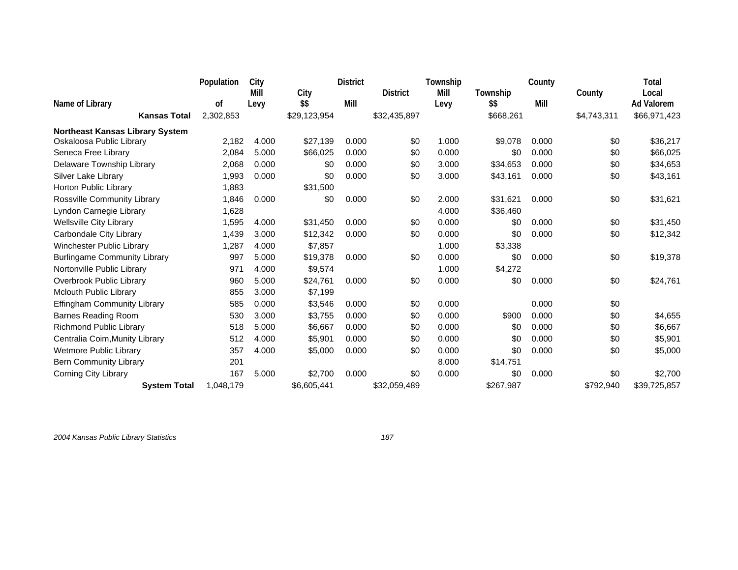| Name of Library | Population of | City Mill Levy | City $$ | District Mill | District | Township Mill Levy | Township $$ | County Mill | County | Total Local Ad Valorem |
|---|---|---|---|---|---|---|---|---|---|---|
| **Kansas Total** | 2,302,853 | | $29,123,954 | | $32,435,897 | | $668,261 | | $4,743,311 | $66,971,423 |
| **Northeast Kansas Library System** | | | | | | | | | | |
| Oskaloosa Public Library | 2,182 | 4.000 | $27,139 | 0.000 | $0 | 1.000 | $9,078 | 0.000 | $0 | $36,217 |
| Seneca Free Library | 2,084 | 5.000 | $66,025 | 0.000 | $0 | 0.000 | $0 | 0.000 | $0 | $66,025 |
| Delaware Township Library | 2,068 | 0.000 | $0 | 0.000 | $0 | 3.000 | $34,653 | 0.000 | $0 | $34,653 |
| Silver Lake Library | 1,993 | 0.000 | $0 | 0.000 | $0 | 3.000 | $43,161 | 0.000 | $0 | $43,161 |
| Horton Public Library | 1,883 | | $31,500 | | | | | | | |
| Rossville Community Library | 1,846 | 0.000 | $0 | 0.000 | $0 | 2.000 | $31,621 | 0.000 | $0 | $31,621 |
| Lyndon Carnegie Library | 1,628 | | | | | 4.000 | $36,460 | | | |
| Wellsville City Library | 1,595 | 4.000 | $31,450 | 0.000 | $0 | 0.000 | $0 | 0.000 | $0 | $31,450 |
| Carbondale City Library | 1,439 | 3.000 | $12,342 | 0.000 | $0 | 0.000 | $0 | 0.000 | $0 | $12,342 |
| Winchester Public Library | 1,287 | 4.000 | $7,857 | | | 1.000 | $3,338 | | | |
| Burlingame Community Library | 997 | 5.000 | $19,378 | 0.000 | $0 | 0.000 | $0 | 0.000 | $0 | $19,378 |
| Nortonville Public Library | 971 | 4.000 | $9,574 | | | 1.000 | $4,272 | | | |
| Overbrook Public Library | 960 | 5.000 | $24,761 | 0.000 | $0 | 0.000 | $0 | 0.000 | $0 | $24,761 |
| Mclouth Public Library | 855 | 3.000 | $7,199 | | | | | | | |
| Effingham Community Library | 585 | 0.000 | $3,546 | 0.000 | $0 | 0.000 | | 0.000 | $0 | |
| Barnes Reading Room | 530 | 3.000 | $3,755 | 0.000 | $0 | 0.000 | $900 | 0.000 | $0 | $4,655 |
| Richmond Public Library | 518 | 5.000 | $6,667 | 0.000 | $0 | 0.000 | $0 | 0.000 | $0 | $6,667 |
| Centralia Coim,Munity Library | 512 | 4.000 | $5,901 | 0.000 | $0 | 0.000 | $0 | 0.000 | $0 | $5,901 |
| Wetmore Public Library | 357 | 4.000 | $5,000 | 0.000 | $0 | 0.000 | $0 | 0.000 | $0 | $5,000 |
| Bern Community Library | 201 | | | | | 8.000 | $14,751 | | | |
| Corning City Library | 167 | 5.000 | $2,700 | 0.000 | $0 | 0.000 | $0 | 0.000 | $0 | $2,700 |
| **System Total** | 1,048,179 | | $6,605,441 | | $32,059,489 | | $267,987 | | $792,940 | $39,725,857 |

*2004 Kansas Public Library Statistics*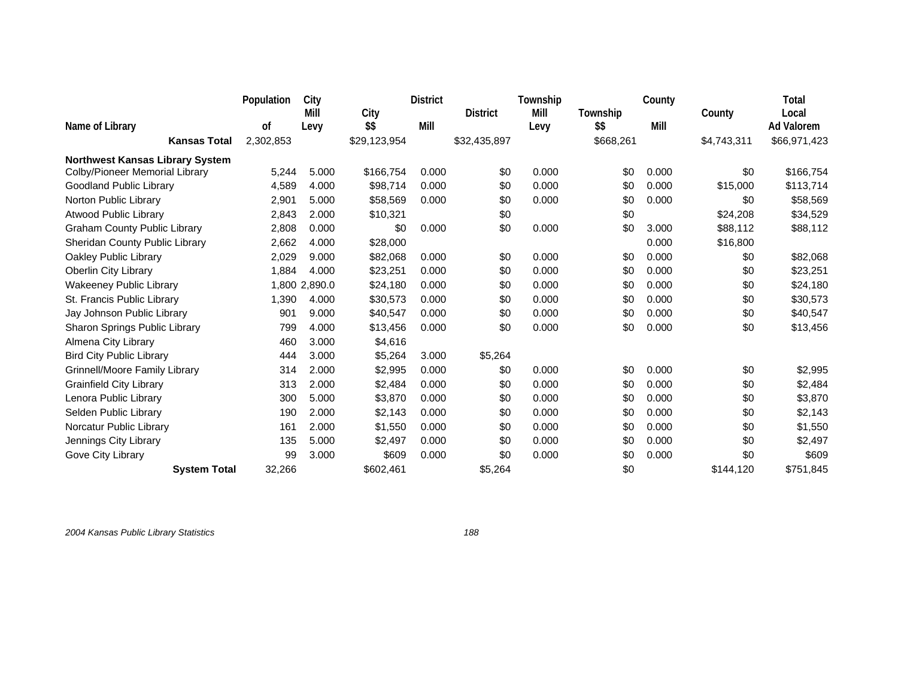| Name of Library | Population of | City Mill Levy | City $$ | District Mill | District | Township Mill Levy | Township $$ | County Mill | County | Total Local Ad Valorem |
|---|---|---|---|---|---|---|---|---|---|---|
| **Kansas Total** | 2,302,853 | | $29,123,954 | | $32,435,897 | | $668,261 | | $4,743,311 | $66,971,423 |
| **Northwest Kansas Library System** | | | | | | | | | | |
| Colby/Pioneer Memorial Library | 5,244 | 5.000 | $166,754 | 0.000 | $0 | 0.000 | $0 | 0.000 | $0 | $166,754 |
| Goodland Public Library | 4,589 | 4.000 | $98,714 | 0.000 | $0 | 0.000 | $0 | 0.000 | $15,000 | $113,714 |
| Norton Public Library | 2,901 | 5.000 | $58,569 | 0.000 | $0 | 0.000 | $0 | 0.000 | $0 | $58,569 |
| Atwood Public Library | 2,843 | 2.000 | $10,321 | | $0 | | $0 | | $24,208 | $34,529 |
| Graham County Public Library | 2,808 | 0.000 | $0 | 0.000 | $0 | 0.000 | $0 | 3.000 | $88,112 | $88,112 |
| Sheridan County Public Library | 2,662 | 4.000 | $28,000 | | | | | 0.000 | $16,800 | |
| Oakley Public Library | 2,029 | 9.000 | $82,068 | 0.000 | $0 | 0.000 | $0 | 0.000 | $0 | $82,068 |
| Oberlin City Library | 1,884 | 4.000 | $23,251 | 0.000 | $0 | 0.000 | $0 | 0.000 | $0 | $23,251 |
| Wakeeney Public Library | 1,800 | 2,890.0 | $24,180 | 0.000 | $0 | 0.000 | $0 | 0.000 | $0 | $24,180 |
| St. Francis Public Library | 1,390 | 4.000 | $30,573 | 0.000 | $0 | 0.000 | $0 | 0.000 | $0 | $30,573 |
| Jay Johnson Public Library | 901 | 9.000 | $40,547 | 0.000 | $0 | 0.000 | $0 | 0.000 | $0 | $40,547 |
| Sharon Springs Public Library | 799 | 4.000 | $13,456 | 0.000 | $0 | 0.000 | $0 | 0.000 | $0 | $13,456 |
| Almena City Library | 460 | 3.000 | $4,616 | | | | | | | |
| Bird City Public Library | 444 | 3.000 | $5,264 | 3.000 | $5,264 | | | | | |
| Grinnell/Moore Family Library | 314 | 2.000 | $2,995 | 0.000 | $0 | 0.000 | $0 | 0.000 | $0 | $2,995 |
| Grainfield City Library | 313 | 2.000 | $2,484 | 0.000 | $0 | 0.000 | $0 | 0.000 | $0 | $2,484 |
| Lenora Public Library | 300 | 5.000 | $3,870 | 0.000 | $0 | 0.000 | $0 | 0.000 | $0 | $3,870 |
| Selden Public Library | 190 | 2.000 | $2,143 | 0.000 | $0 | 0.000 | $0 | 0.000 | $0 | $2,143 |
| Norcatur Public Library | 161 | 2.000 | $1,550 | 0.000 | $0 | 0.000 | $0 | 0.000 | $0 | $1,550 |
| Jennings City Library | 135 | 5.000 | $2,497 | 0.000 | $0 | 0.000 | $0 | 0.000 | $0 | $2,497 |
| Gove City Library | 99 | 3.000 | $609 | 0.000 | $0 | 0.000 | $0 | 0.000 | $0 | $609 |
| **System Total** | 32,266 | | $602,461 | | $5,264 | | $0 | | $144,120 | $751,845 |

*2004 Kansas Public Library Statistics*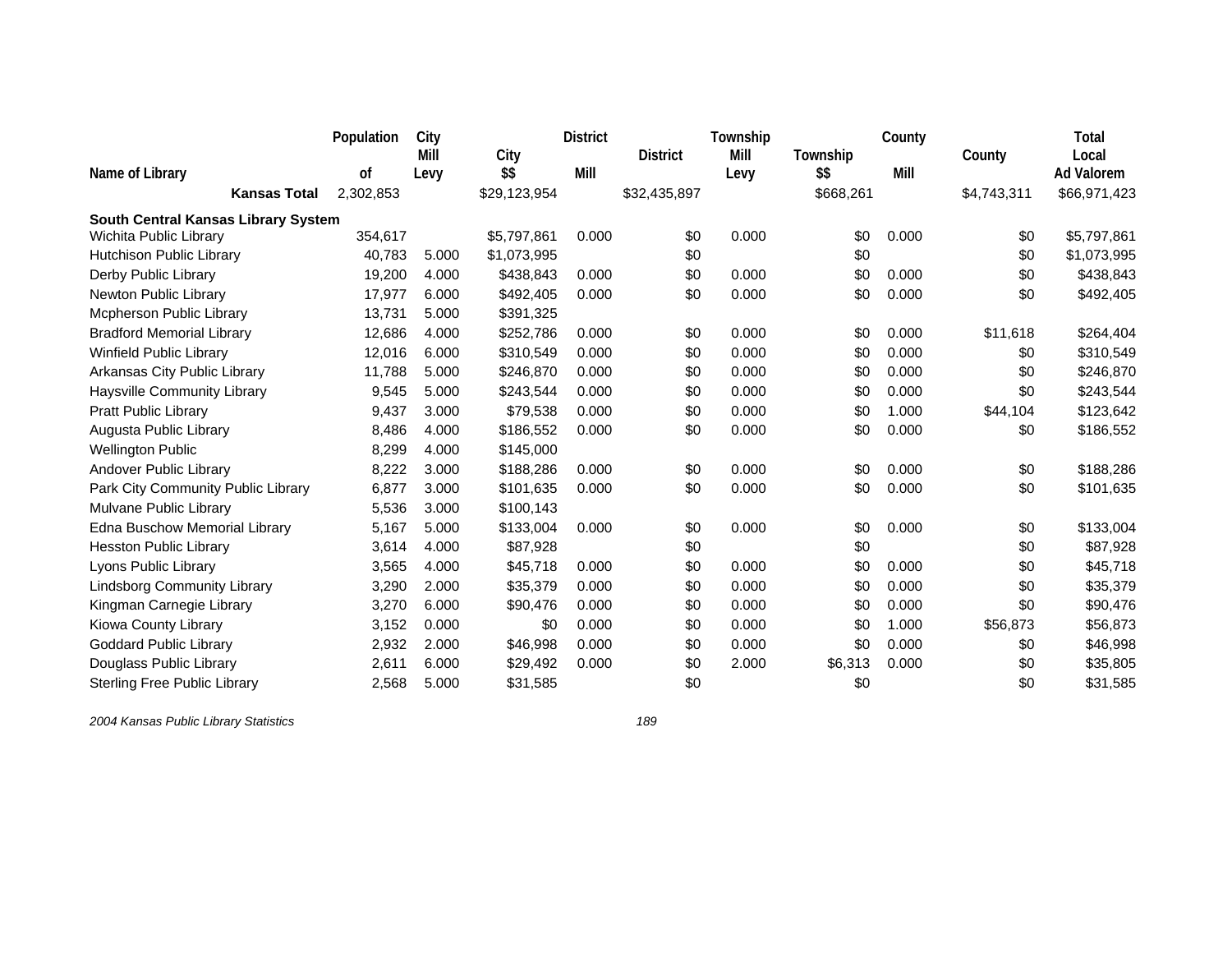| Name of Library | Population of | City Mill Levy | City $$ | District Mill | District | Township Mill Levy | Township $$ | County Mill | County | Total Local Ad Valorem |
|---|---|---|---|---|---|---|---|---|---|---|
| **Kansas Total** | 2,302,853 | | $29,123,954 | | $32,435,897 | | $668,261 | | $4,743,311 | $66,971,423 |
| **South Central Kansas Library System** | | | | | | | | | | |
| Wichita Public Library | 354,617 | | $5,797,861 | 0.000 | $0 | 0.000 | $0 | 0.000 | $0 | $5,797,861 |
| Hutchison Public Library | 40,783 | 5.000 | $1,073,995 | | $0 | | $0 | | $0 | $1,073,995 |
| Derby Public Library | 19,200 | 4.000 | $438,843 | 0.000 | $0 | 0.000 | $0 | 0.000 | $0 | $438,843 |
| Newton Public Library | 17,977 | 6.000 | $492,405 | 0.000 | $0 | 0.000 | $0 | 0.000 | $0 | $492,405 |
| Mcpherson Public Library | 13,731 | 5.000 | $391,325 | | | | | | | |
| Bradford Memorial Library | 12,686 | 4.000 | $252,786 | 0.000 | $0 | 0.000 | $0 | 0.000 | $11,618 | $264,404 |
| Winfield Public Library | 12,016 | 6.000 | $310,549 | 0.000 | $0 | 0.000 | $0 | 0.000 | $0 | $310,549 |
| Arkansas City Public Library | 11,788 | 5.000 | $246,870 | 0.000 | $0 | 0.000 | $0 | 0.000 | $0 | $246,870 |
| Haysville Community Library | 9,545 | 5.000 | $243,544 | 0.000 | $0 | 0.000 | $0 | 0.000 | $0 | $243,544 |
| Pratt Public Library | 9,437 | 3.000 | $79,538 | 0.000 | $0 | 0.000 | $0 | 1.000 | $44,104 | $123,642 |
| Augusta Public Library | 8,486 | 4.000 | $186,552 | 0.000 | $0 | 0.000 | $0 | 0.000 | $0 | $186,552 |
| Wellington Public | 8,299 | 4.000 | $145,000 | | | | | | | |
| Andover Public Library | 8,222 | 3.000 | $188,286 | 0.000 | $0 | 0.000 | $0 | 0.000 | $0 | $188,286 |
| Park City Community Public Library | 6,877 | 3.000 | $101,635 | 0.000 | $0 | 0.000 | $0 | 0.000 | $0 | $101,635 |
| Mulvane Public Library | 5,536 | 3.000 | $100,143 | | | | | | | |
| Edna Buschow Memorial Library | 5,167 | 5.000 | $133,004 | 0.000 | $0 | 0.000 | $0 | 0.000 | $0 | $133,004 |
| Hesston Public Library | 3,614 | 4.000 | $87,928 | | $0 | | $0 | | $0 | $87,928 |
| Lyons Public Library | 3,565 | 4.000 | $45,718 | 0.000 | $0 | 0.000 | $0 | 0.000 | $0 | $45,718 |
| Lindsborg Community Library | 3,290 | 2.000 | $35,379 | 0.000 | $0 | 0.000 | $0 | 0.000 | $0 | $35,379 |
| Kingman Carnegie Library | 3,270 | 6.000 | $90,476 | 0.000 | $0 | 0.000 | $0 | 0.000 | $0 | $90,476 |
| Kiowa County Library | 3,152 | 0.000 | $0 | 0.000 | $0 | 0.000 | $0 | 1.000 | $56,873 | $56,873 |
| Goddard Public Library | 2,932 | 2.000 | $46,998 | 0.000 | $0 | 0.000 | $0 | 0.000 | $0 | $46,998 |
| Douglass Public Library | 2,611 | 6.000 | $29,492 | 0.000 | $0 | 2.000 | $6,313 | 0.000 | $0 | $35,805 |
| Sterling Free Public Library | 2,568 | 5.000 | $31,585 | | $0 | | $0 | | $0 | $31,585 |

*2004 Kansas Public Library Statistics*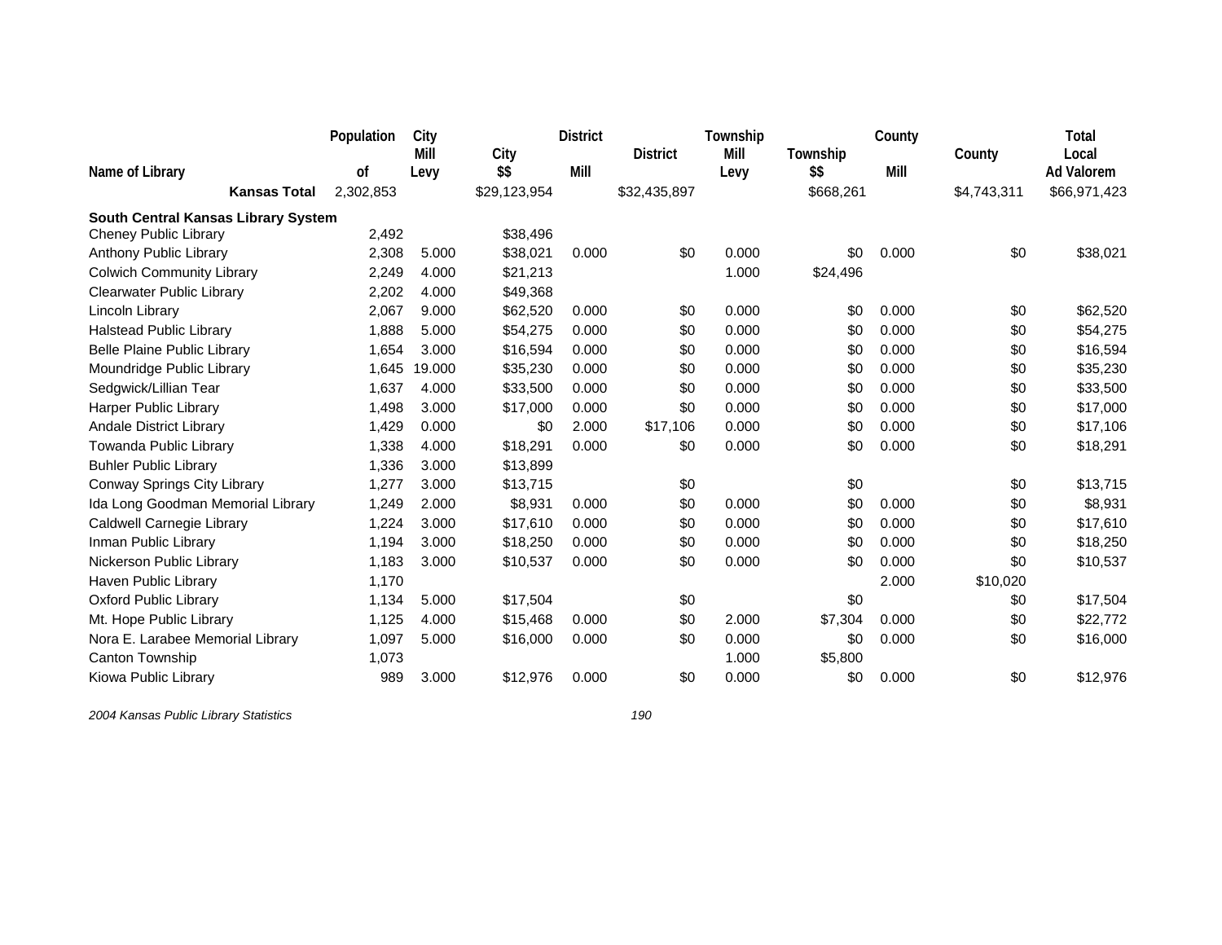| Name of Library | Population of | City Mill Levy | City $$ | District Mill | District | Township Mill Levy | Township $$ | County Mill | County | Total Local Ad Valorem |
|---|---|---|---|---|---|---|---|---|---|---|
| **Kansas Total** | 2,302,853 | | $29,123,954 | | $32,435,897 | | $668,261 | | $4,743,311 | $66,971,423 |
| **South Central Kansas Library System** | | | | | | | | | | |
| Cheney Public Library | 2,492 | | $38,496 | | | | | | | |
| Anthony Public Library | 2,308 | 5.000 | $38,021 | 0.000 | $0 | 0.000 | $0 | 0.000 | $0 | $38,021 |
| Colwich Community Library | 2,249 | 4.000 | $21,213 | | | 1.000 | $24,496 | | | |
| Clearwater Public Library | 2,202 | 4.000 | $49,368 | | | | | | | |
| Lincoln Library | 2,067 | 9.000 | $62,520 | 0.000 | $0 | 0.000 | $0 | 0.000 | $0 | $62,520 |
| Halstead Public Library | 1,888 | 5.000 | $54,275 | 0.000 | $0 | 0.000 | $0 | 0.000 | $0 | $54,275 |
| Belle Plaine Public Library | 1,654 | 3.000 | $16,594 | 0.000 | $0 | 0.000 | $0 | 0.000 | $0 | $16,594 |
| Moundridge Public Library | 1,645 | 19.000 | $35,230 | 0.000 | $0 | 0.000 | $0 | 0.000 | $0 | $35,230 |
| Sedgwick/Lillian Tear | 1,637 | 4.000 | $33,500 | 0.000 | $0 | 0.000 | $0 | 0.000 | $0 | $33,500 |
| Harper Public Library | 1,498 | 3.000 | $17,000 | 0.000 | $0 | 0.000 | $0 | 0.000 | $0 | $17,000 |
| Andale District Library | 1,429 | 0.000 | $0 | 2.000 | $17,106 | 0.000 | $0 | 0.000 | $0 | $17,106 |
| Towanda Public Library | 1,338 | 4.000 | $18,291 | 0.000 | $0 | 0.000 | $0 | 0.000 | $0 | $18,291 |
| Buhler Public Library | 1,336 | 3.000 | $13,899 | | | | | | | |
| Conway Springs City Library | 1,277 | 3.000 | $13,715 | | $0 | | $0 | | $0 | $13,715 |
| Ida Long Goodman Memorial Library | 1,249 | 2.000 | $8,931 | 0.000 | $0 | 0.000 | $0 | 0.000 | $0 | $8,931 |
| Caldwell Carnegie Library | 1,224 | 3.000 | $17,610 | 0.000 | $0 | 0.000 | $0 | 0.000 | $0 | $17,610 |
| Inman Public Library | 1,194 | 3.000 | $18,250 | 0.000 | $0 | 0.000 | $0 | 0.000 | $0 | $18,250 |
| Nickerson Public Library | 1,183 | 3.000 | $10,537 | 0.000 | $0 | 0.000 | $0 | 0.000 | $0 | $10,537 |
| Haven Public Library | 1,170 | | | | | | | 2.000 | $10,020 | |
| Oxford Public Library | 1,134 | 5.000 | $17,504 | | $0 | | $0 | | $0 | $17,504 |
| Mt. Hope Public Library | 1,125 | 4.000 | $15,468 | 0.000 | $0 | 2.000 | $7,304 | 0.000 | $0 | $22,772 |
| Nora E. Larabee Memorial Library | 1,097 | 5.000 | $16,000 | 0.000 | $0 | 0.000 | $0 | 0.000 | $0 | $16,000 |
| Canton Township | 1,073 | | | | | 1.000 | $5,800 | | | |
| Kiowa Public Library | 989 | 3.000 | $12,976 | 0.000 | $0 | 0.000 | $0 | 0.000 | $0 | $12,976 |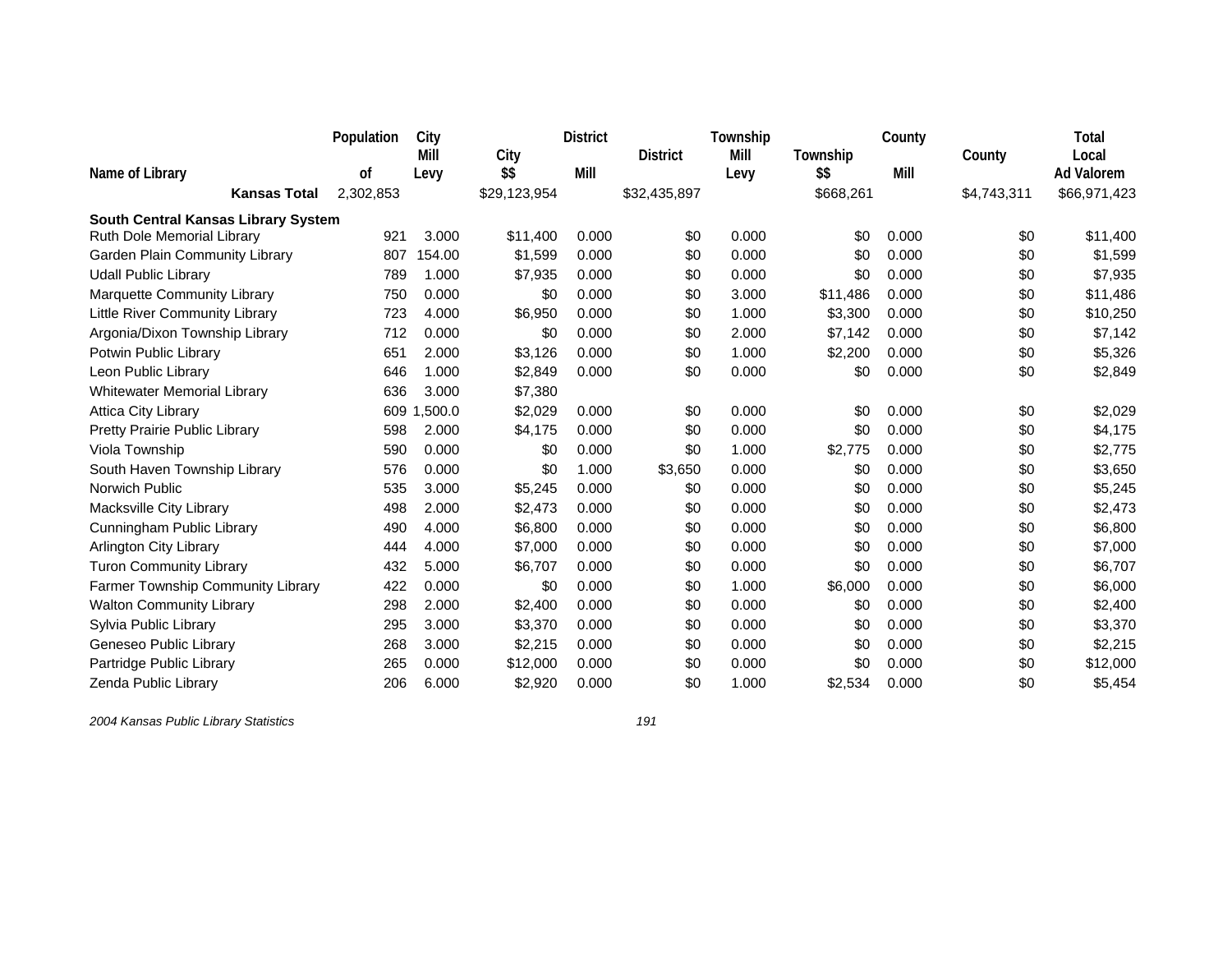| Name of Library | Population of | City Mill Levy | City $$ | District Mill | District | Township Mill Levy | Township $$ | County Mill | County | Total Local Ad Valorem |
|---|---|---|---|---|---|---|---|---|---|---|
| **Kansas Total** | 2,302,853 | | $29,123,954 | | $32,435,897 | | $668,261 | | $4,743,311 | $66,971,423 |
| **South Central Kansas Library System** | | | | | | | | | | |
| Ruth Dole Memorial Library | 921 | 3.000 | $11,400 | 0.000 | $0 | 0.000 | $0 | 0.000 | $0 | $11,400 |
| Garden Plain Community Library | 807 | 154.00 | $1,599 | 0.000 | $0 | 0.000 | $0 | 0.000 | $0 | $1,599 |
| Udall Public Library | 789 | 1.000 | $7,935 | 0.000 | $0 | 0.000 | $0 | 0.000 | $0 | $7,935 |
| Marquette Community Library | 750 | 0.000 | $0 | 0.000 | $0 | 3.000 | $11,486 | 0.000 | $0 | $11,486 |
| Little River Community Library | 723 | 4.000 | $6,950 | 0.000 | $0 | 1.000 | $3,300 | 0.000 | $0 | $10,250 |
| Argonia/Dixon Township Library | 712 | 0.000 | $0 | 0.000 | $0 | 2.000 | $7,142 | 0.000 | $0 | $7,142 |
| Potwin Public Library | 651 | 2.000 | $3,126 | 0.000 | $0 | 1.000 | $2,200 | 0.000 | $0 | $5,326 |
| Leon Public Library | 646 | 1.000 | $2,849 | 0.000 | $0 | 0.000 | $0 | 0.000 | $0 | $2,849 |
| Whitewater Memorial Library | 636 | 3.000 | $7,380 | | | | | | | |
| Attica City Library | 609 | 1,500.0 | $2,029 | 0.000 | $0 | 0.000 | $0 | 0.000 | $0 | $2,029 |
| Pretty Prairie Public Library | 598 | 2.000 | $4,175 | 0.000 | $0 | 0.000 | $0 | 0.000 | $0 | $4,175 |
| Viola Township | 590 | 0.000 | $0 | 0.000 | $0 | 1.000 | $2,775 | 0.000 | $0 | $2,775 |
| South Haven Township Library | 576 | 0.000 | $0 | 1.000 | $3,650 | 0.000 | $0 | 0.000 | $0 | $3,650 |
| Norwich Public | 535 | 3.000 | $5,245 | 0.000 | $0 | 0.000 | $0 | 0.000 | $0 | $5,245 |
| Macksville City Library | 498 | 2.000 | $2,473 | 0.000 | $0 | 0.000 | $0 | 0.000 | $0 | $2,473 |
| Cunningham Public Library | 490 | 4.000 | $6,800 | 0.000 | $0 | 0.000 | $0 | 0.000 | $0 | $6,800 |
| Arlington City Library | 444 | 4.000 | $7,000 | 0.000 | $0 | 0.000 | $0 | 0.000 | $0 | $7,000 |
| Turon Community Library | 432 | 5.000 | $6,707 | 0.000 | $0 | 0.000 | $0 | 0.000 | $0 | $6,707 |
| Farmer Township Community Library | 422 | 0.000 | $0 | 0.000 | $0 | 1.000 | $6,000 | 0.000 | $0 | $6,000 |
| Walton Community Library | 298 | 2.000 | $2,400 | 0.000 | $0 | 0.000 | $0 | 0.000 | $0 | $2,400 |
| Sylvia Public Library | 295 | 3.000 | $3,370 | 0.000 | $0 | 0.000 | $0 | 0.000 | $0 | $3,370 |
| Geneseo Public Library | 268 | 3.000 | $2,215 | 0.000 | $0 | 0.000 | $0 | 0.000 | $0 | $2,215 |
| Partridge Public Library | 265 | 0.000 | $12,000 | 0.000 | $0 | 0.000 | $0 | 0.000 | $0 | $12,000 |
| Zenda Public Library | 206 | 6.000 | $2,920 | 0.000 | $0 | 1.000 | $2,534 | 0.000 | $0 | $5,454 |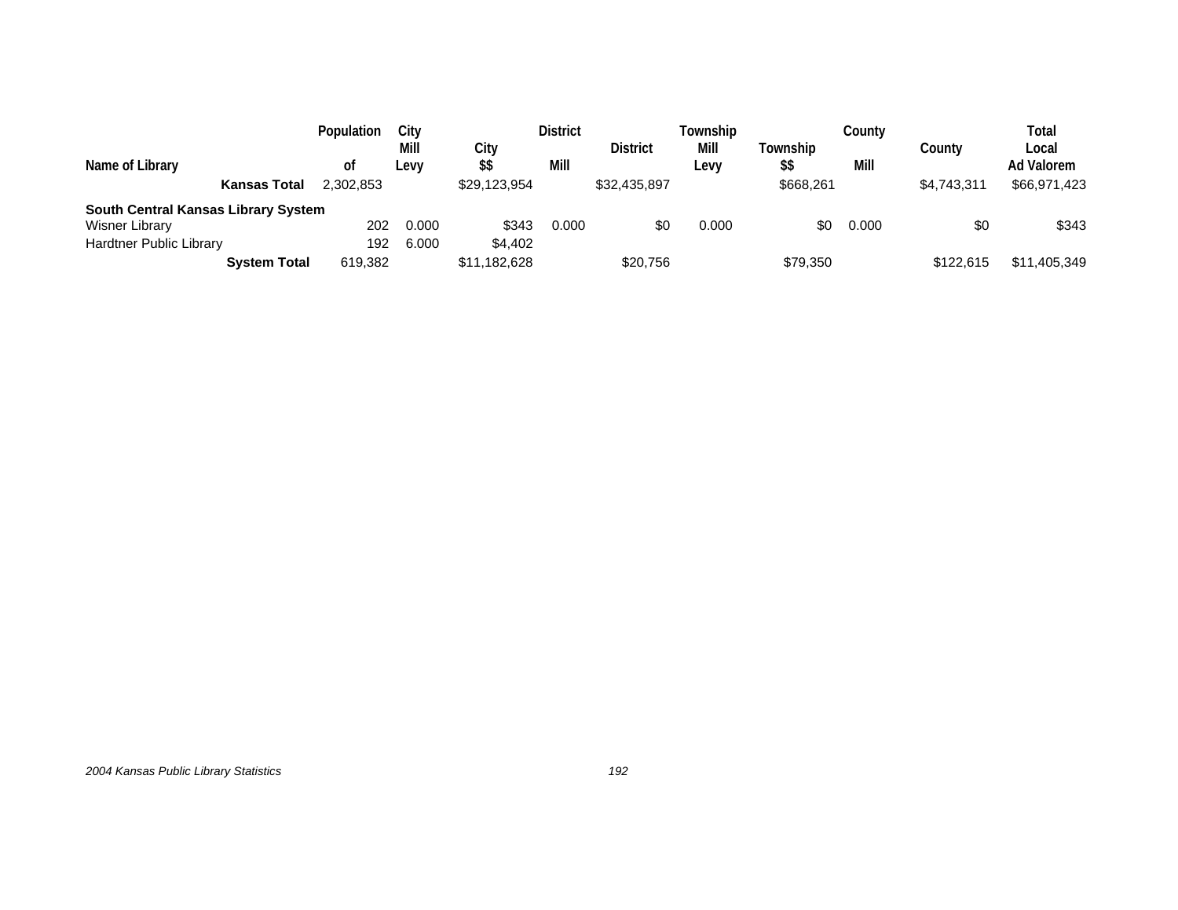| Name of Library | Population of | City Mill Levy | City $$ | District Mill | District | Township Mill Levy | Township $$ | County Mill | County | Total Local Ad Valorem |
|---|---|---|---|---|---|---|---|---|---|---|
| **Kansas Total** | 2,302,853 | | $29,123,954 | | $32,435,897 | | $668,261 | | $4,743,311 | $66,971,423 |
| **South Central Kansas Library System** | | | | | | | | | | |
| Wisner Library | 202 | 0.000 | $343 | 0.000 | $0 | 0.000 | $0 | 0.000 | $0 | $343 |
| Hardtner Public Library | 192 | 6.000 | $4,402 | | | | | | | |
| **System Total** | 619,382 | | $11,182,628 | | $20,756 | | $79,350 | | $122,615 | $11,405,349 |

*2004 Kansas Public Library Statistics*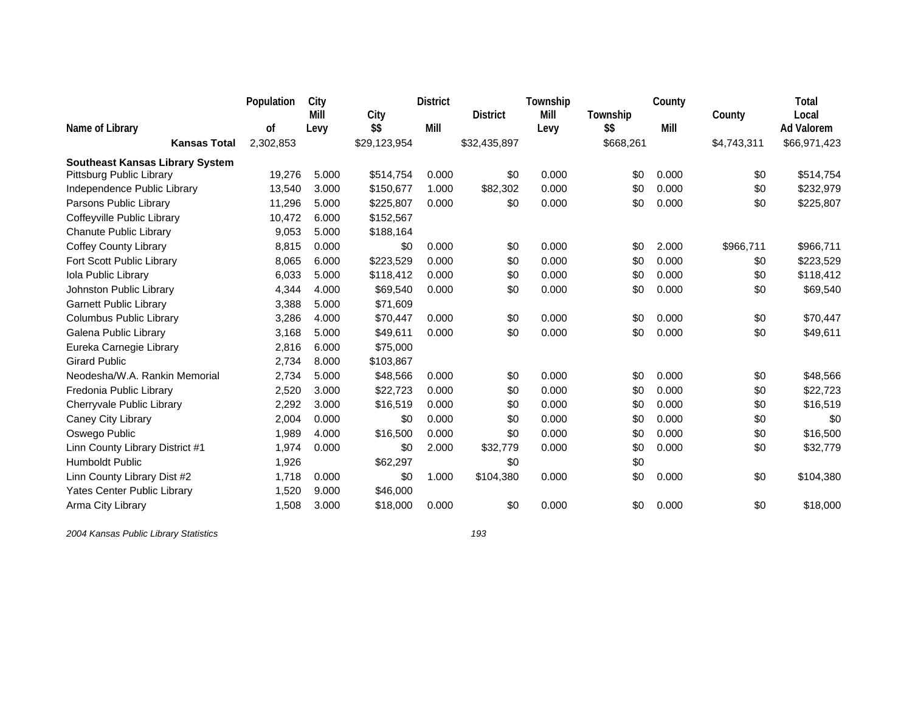| Name of Library | Population of | City Mill Levy | City $$ | District Mill | District | Township Mill Levy | Township $$ | County Mill | County | Total Local Ad Valorem |
|---|---|---|---|---|---|---|---|---|---|---|
| **Kansas Total** | 2,302,853 | | $29,123,954 | | $32,435,897 | | $668,261 | | $4,743,311 | $66,971,423 |
| **Southeast Kansas Library System** | | | | | | | | | | |
| Pittsburg Public Library | 19,276 | 5.000 | $514,754 | 0.000 | $0 | 0.000 | $0 | 0.000 | $0 | $514,754 |
| Independence Public Library | 13,540 | 3.000 | $150,677 | 1.000 | $82,302 | 0.000 | $0 | 0.000 | $0 | $232,979 |
| Parsons Public Library | 11,296 | 5.000 | $225,807 | 0.000 | $0 | 0.000 | $0 | 0.000 | $0 | $225,807 |
| Coffeyville Public Library | 10,472 | 6.000 | $152,567 | | | | | | | |
| Chanute Public Library | 9,053 | 5.000 | $188,164 | | | | | | | |
| Coffey County Library | 8,815 | 0.000 | $0 | 0.000 | $0 | 0.000 | $0 | 2.000 | $966,711 | $966,711 |
| Fort Scott Public Library | 8,065 | 6.000 | $223,529 | 0.000 | $0 | 0.000 | $0 | 0.000 | $0 | $223,529 |
| Iola Public Library | 6,033 | 5.000 | $118,412 | 0.000 | $0 | 0.000 | $0 | 0.000 | $0 | $118,412 |
| Johnston Public Library | 4,344 | 4.000 | $69,540 | 0.000 | $0 | 0.000 | $0 | 0.000 | $0 | $69,540 |
| Garnett Public Library | 3,388 | 5.000 | $71,609 | | | | | | | |
| Columbus Public Library | 3,286 | 4.000 | $70,447 | 0.000 | $0 | 0.000 | $0 | 0.000 | $0 | $70,447 |
| Galena Public Library | 3,168 | 5.000 | $49,611 | 0.000 | $0 | 0.000 | $0 | 0.000 | $0 | $49,611 |
| Eureka Carnegie Library | 2,816 | 6.000 | $75,000 | | | | | | | |
| Girard Public | 2,734 | 8.000 | $103,867 | | | | | | | |
| Neodesha/W.A. Rankin Memorial | 2,734 | 5.000 | $48,566 | 0.000 | $0 | 0.000 | $0 | 0.000 | $0 | $48,566 |
| Fredonia Public Library | 2,520 | 3.000 | $22,723 | 0.000 | $0 | 0.000 | $0 | 0.000 | $0 | $22,723 |
| Cherryvale Public Library | 2,292 | 3.000 | $16,519 | 0.000 | $0 | 0.000 | $0 | 0.000 | $0 | $16,519 |
| Caney City Library | 2,004 | 0.000 | $0 | 0.000 | $0 | 0.000 | $0 | 0.000 | $0 | $0 |
| Oswego Public | 1,989 | 4.000 | $16,500 | 0.000 | $0 | 0.000 | $0 | 0.000 | $0 | $16,500 |
| Linn County Library District #1 | 1,974 | 0.000 | $0 | 2.000 | $32,779 | 0.000 | $0 | 0.000 | $0 | $32,779 |
| Humboldt Public | 1,926 | | $62,297 | | $0 | | $0 | | | |
| Linn County Library Dist #2 | 1,718 | 0.000 | $0 | 1.000 | $104,380 | 0.000 | $0 | 0.000 | $0 | $104,380 |
| Yates Center Public Library | 1,520 | 9.000 | $46,000 | | | | | | | |
| Arma City Library | 1,508 | 3.000 | $18,000 | 0.000 | $0 | 0.000 | $0 | 0.000 | $0 | $18,000 |

*2004 Kansas Public Library Statistics*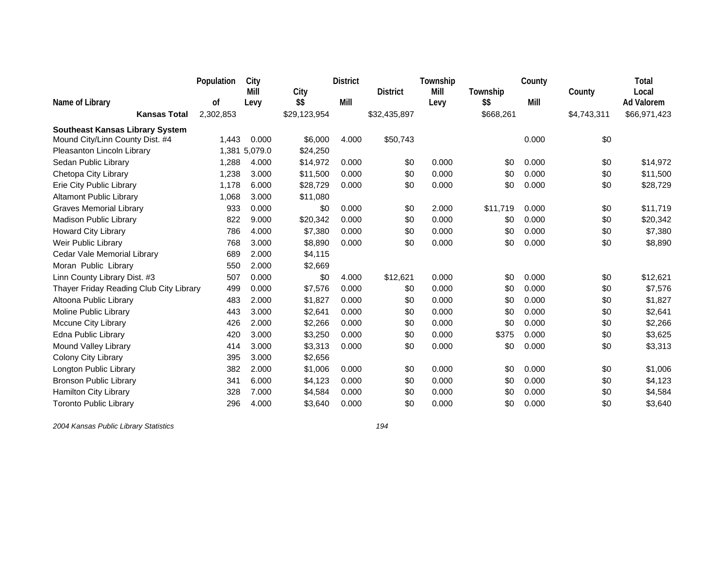| Name of Library | Population of | City Mill Levy | City $$ | District Mill | District | Township Mill Levy | Township $$ | County Mill | County | Total Local Ad Valorem |
|---|---|---|---|---|---|---|---|---|---|---|
| **Kansas Total** | 2,302,853 | | $29,123,954 | | $32,435,897 | | $668,261 | | $4,743,311 | $66,971,423 |
| **Southeast Kansas Library System** | | | | | | | | | | |
| Mound City/Linn County Dist. #4 | 1,443 | 0.000 | $6,000 | 4.000 | $50,743 | | | 0.000 | $0 | |
| Pleasanton Lincoln Library | 1,381 | 5,079.0 | $24,250 | | | | | | | |
| Sedan Public Library | 1,288 | 4.000 | $14,972 | 0.000 | $0 | 0.000 | $0 | 0.000 | $0 | $14,972 |
| Chetopa City Library | 1,238 | 3.000 | $11,500 | 0.000 | $0 | 0.000 | $0 | 0.000 | $0 | $11,500 |
| Erie City Public Library | 1,178 | 6.000 | $28,729 | 0.000 | $0 | 0.000 | $0 | 0.000 | $0 | $28,729 |
| Altamont Public Library | 1,068 | 3.000 | $11,080 | | | | | | | |
| Graves Memorial Library | 933 | 0.000 | $0 | 0.000 | $0 | 2.000 | $11,719 | 0.000 | $0 | $11,719 |
| Madison Public Library | 822 | 9.000 | $20,342 | 0.000 | $0 | 0.000 | $0 | 0.000 | $0 | $20,342 |
| Howard City Library | 786 | 4.000 | $7,380 | 0.000 | $0 | 0.000 | $0 | 0.000 | $0 | $7,380 |
| Weir Public Library | 768 | 3.000 | $8,890 | 0.000 | $0 | 0.000 | $0 | 0.000 | $0 | $8,890 |
| Cedar Vale Memorial Library | 689 | 2.000 | $4,115 | | | | | | | |
| Moran Public Library | 550 | 2.000 | $2,669 | | | | | | | |
| Linn County Library Dist. #3 | 507 | 0.000 | $0 | 4.000 | $12,621 | 0.000 | $0 | 0.000 | $0 | $12,621 |
| Thayer Friday Reading Club City Library | 499 | 0.000 | $7,576 | 0.000 | $0 | 0.000 | $0 | 0.000 | $0 | $7,576 |
| Altoona Public Library | 483 | 2.000 | $1,827 | 0.000 | $0 | 0.000 | $0 | 0.000 | $0 | $1,827 |
| Moline Public Library | 443 | 3.000 | $2,641 | 0.000 | $0 | 0.000 | $0 | 0.000 | $0 | $2,641 |
| Mccune City Library | 426 | 2.000 | $2,266 | 0.000 | $0 | 0.000 | $0 | 0.000 | $0 | $2,266 |
| Edna Public Library | 420 | 3.000 | $3,250 | 0.000 | $0 | 0.000 | $375 | 0.000 | $0 | $3,625 |
| Mound Valley Library | 414 | 3.000 | $3,313 | 0.000 | $0 | 0.000 | $0 | 0.000 | $0 | $3,313 |
| Colony City Library | 395 | 3.000 | $2,656 | | | | | | | |
| Longton Public Library | 382 | 2.000 | $1,006 | 0.000 | $0 | 0.000 | $0 | 0.000 | $0 | $1,006 |
| Bronson Public Library | 341 | 6.000 | $4,123 | 0.000 | $0 | 0.000 | $0 | 0.000 | $0 | $4,123 |
| Hamilton City Library | 328 | 7.000 | $4,584 | 0.000 | $0 | 0.000 | $0 | 0.000 | $0 | $4,584 |
| Toronto Public Library | 296 | 4.000 | $3,640 | 0.000 | $0 | 0.000 | $0 | 0.000 | $0 | $3,640 |

*2004 Kansas Public Library Statistics*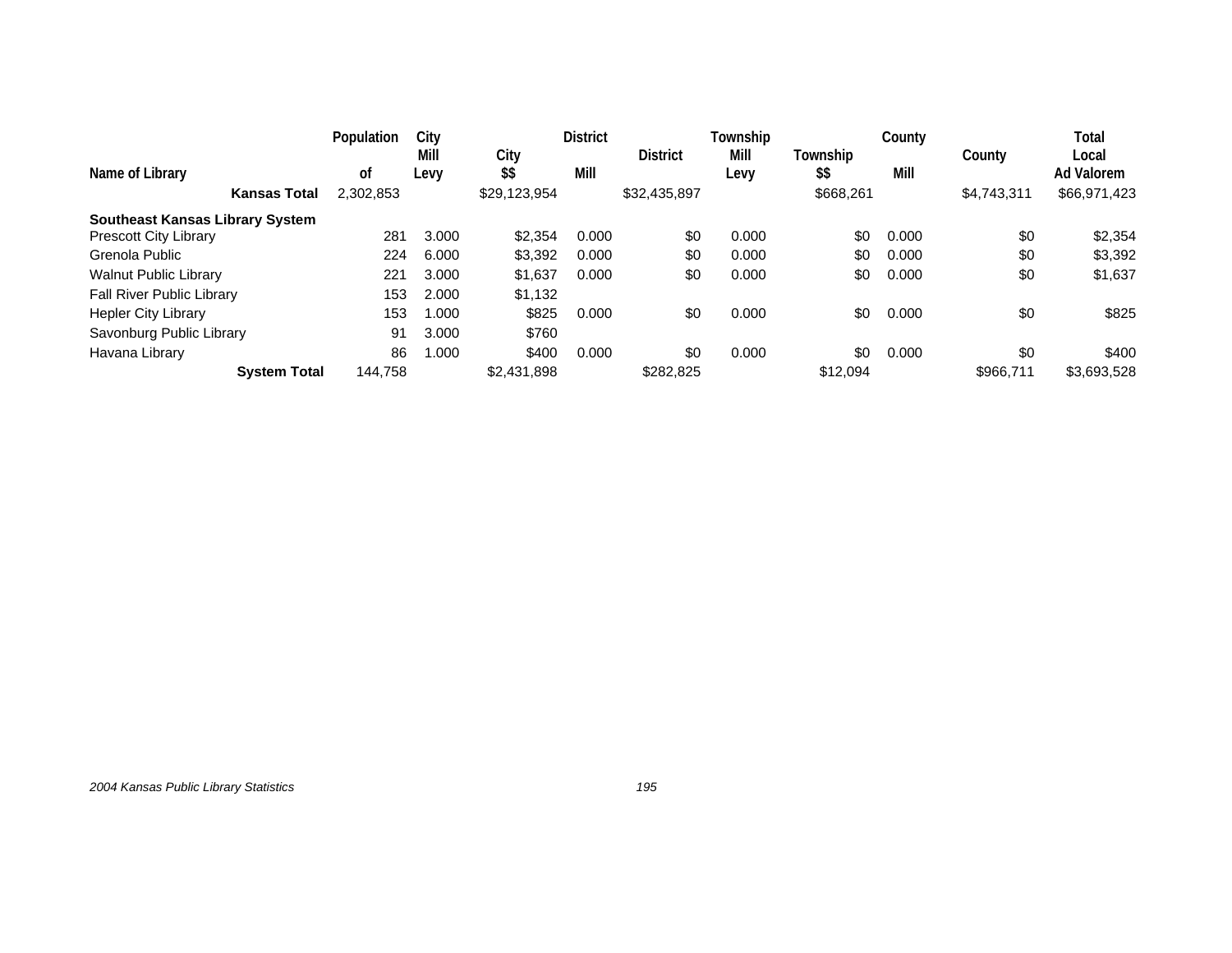| Name of Library | Population of | City Mill Levy | City $$ | District Mill | District | Township Mill Levy | Township $$ | County Mill | County | Total Local Ad Valorem |
|---|---|---|---|---|---|---|---|---|---|---|
| **Kansas Total** | 2,302,853 | | $29,123,954 | | $32,435,897 | | $668,261 | | $4,743,311 | $66,971,423 |
| **Southeast Kansas Library System** | | | | | | | | | | |
| Prescott City Library | 281 | 3.000 | $2,354 | 0.000 | $0 | 0.000 | $0 | 0.000 | $0 | $2,354 |
| Grenola Public | 224 | 6.000 | $3,392 | 0.000 | $0 | 0.000 | $0 | 0.000 | $0 | $3,392 |
| Walnut Public Library | 221 | 3.000 | $1,637 | 0.000 | $0 | 0.000 | $0 | 0.000 | $0 | $1,637 |
| Fall River Public Library | 153 | 2.000 | $1,132 | | | | | | | |
| Hepler City Library | 153 | 1.000 | $825 | 0.000 | $0 | 0.000 | $0 | 0.000 | $0 | $825 |
| Savonburg Public Library | 91 | 3.000 | $760 | | | | | | | |
| Havana Library | 86 | 1.000 | $400 | 0.000 | $0 | 0.000 | $0 | 0.000 | $0 | $400 |
| **System Total** | 144,758 | | $2,431,898 | | $282,825 | | $12,094 | | $966,711 | $3,693,528 |

*2004 Kansas Public Library Statistics*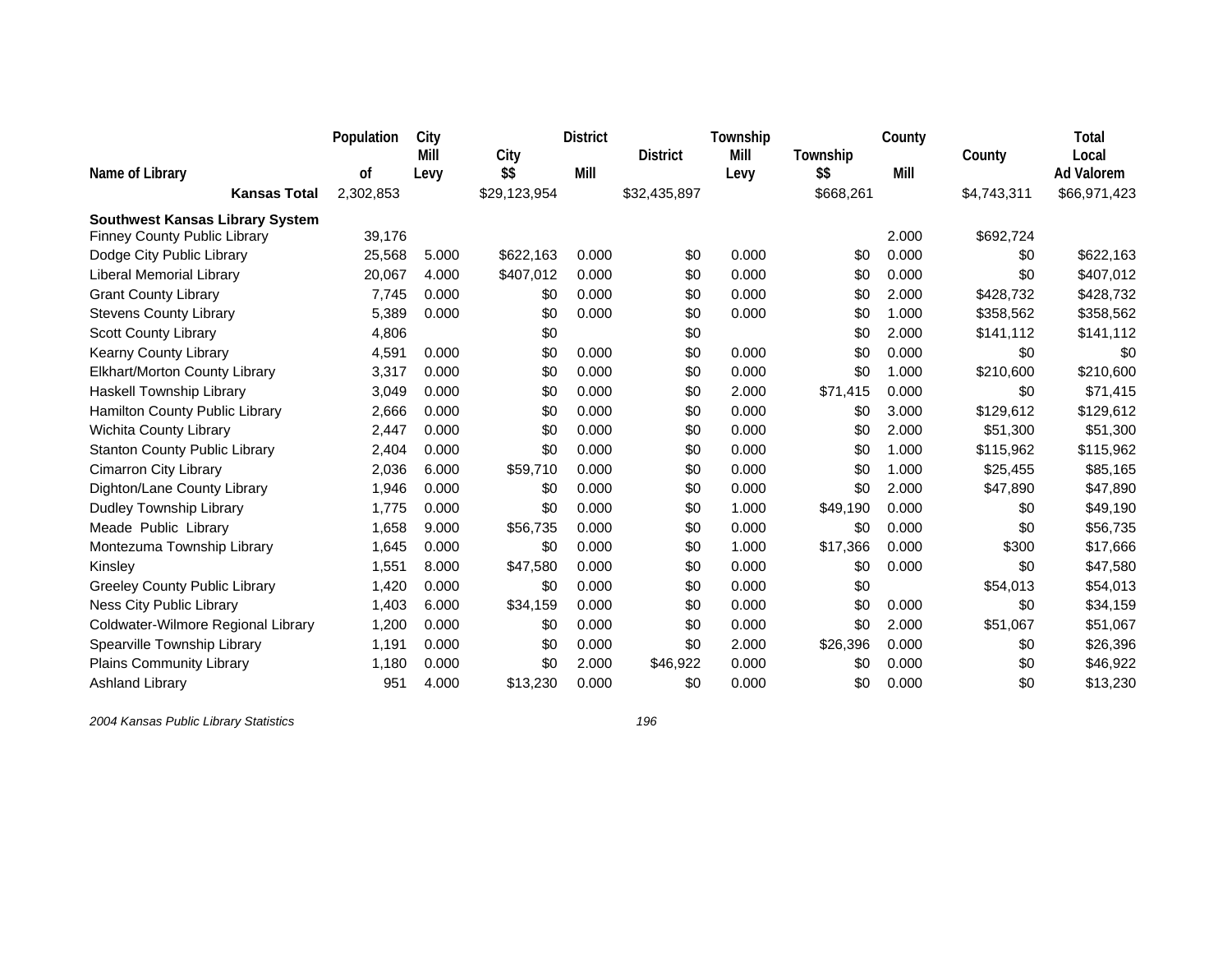| Name of Library | Population of | City Mill Levy | City $$ | District Mill | District | Township Mill Levy | Township $$ | County Mill | County | Total Local Ad Valorem |
|---|---|---|---|---|---|---|---|---|---|---|
| **Kansas Total** | 2,302,853 | | $29,123,954 | | $32,435,897 | | $668,261 | | $4,743,311 | $66,971,423 |
| **Southwest Kansas Library System** | | | | | | | | | | |
| Finney County Public Library | 39,176 | | | | | | | 2.000 | $692,724 | |
| Dodge City Public Library | 25,568 | 5.000 | $622,163 | 0.000 | $0 | 0.000 | $0 | 0.000 | $0 | $622,163 |
| Liberal Memorial Library | 20,067 | 4.000 | $407,012 | 0.000 | $0 | 0.000 | $0 | 0.000 | $0 | $407,012 |
| Grant County Library | 7,745 | 0.000 | $0 | 0.000 | $0 | 0.000 | $0 | 2.000 | $428,732 | $428,732 |
| Stevens County Library | 5,389 | 0.000 | $0 | 0.000 | $0 | 0.000 | $0 | 1.000 | $358,562 | $358,562 |
| Scott County Library | 4,806 | | $0 | | $0 | | $0 | 2.000 | $141,112 | $141,112 |
| Kearny County Library | 4,591 | 0.000 | $0 | 0.000 | $0 | 0.000 | $0 | 0.000 | $0 | $0 |
| Elkhart/Morton County Library | 3,317 | 0.000 | $0 | 0.000 | $0 | 0.000 | $0 | 1.000 | $210,600 | $210,600 |
| Haskell Township Library | 3,049 | 0.000 | $0 | 0.000 | $0 | 2.000 | $71,415 | 0.000 | $0 | $71,415 |
| Hamilton County Public Library | 2,666 | 0.000 | $0 | 0.000 | $0 | 0.000 | $0 | 3.000 | $129,612 | $129,612 |
| Wichita County Library | 2,447 | 0.000 | $0 | 0.000 | $0 | 0.000 | $0 | 2.000 | $51,300 | $51,300 |
| Stanton County Public Library | 2,404 | 0.000 | $0 | 0.000 | $0 | 0.000 | $0 | 1.000 | $115,962 | $115,962 |
| Cimarron City Library | 2,036 | 6.000 | $59,710 | 0.000 | $0 | 0.000 | $0 | 1.000 | $25,455 | $85,165 |
| Dighton/Lane County Library | 1,946 | 0.000 | $0 | 0.000 | $0 | 0.000 | $0 | 2.000 | $47,890 | $47,890 |
| Dudley Township Library | 1,775 | 0.000 | $0 | 0.000 | $0 | 1.000 | $49,190 | 0.000 | $0 | $49,190 |
| Meade Public Library | 1,658 | 9.000 | $56,735 | 0.000 | $0 | 0.000 | $0 | 0.000 | $0 | $56,735 |
| Montezuma Township Library | 1,645 | 0.000 | $0 | 0.000 | $0 | 1.000 | $17,366 | 0.000 | $300 | $17,666 |
| Kinsley | 1,551 | 8.000 | $47,580 | 0.000 | $0 | 0.000 | $0 | 0.000 | $0 | $47,580 |
| Greeley County Public Library | 1,420 | 0.000 | $0 | 0.000 | $0 | 0.000 | $0 | | $54,013 | $54,013 |
| Ness City Public Library | 1,403 | 6.000 | $34,159 | 0.000 | $0 | 0.000 | $0 | 0.000 | $0 | $34,159 |
| Coldwater-Wilmore Regional Library | 1,200 | 0.000 | $0 | 0.000 | $0 | 0.000 | $0 | 2.000 | $51,067 | $51,067 |
| Spearville Township Library | 1,191 | 0.000 | $0 | 0.000 | $0 | 2.000 | $26,396 | 0.000 | $0 | $26,396 |
| Plains Community Library | 1,180 | 0.000 | $0 | 2.000 | $46,922 | 0.000 | $0 | 0.000 | $0 | $46,922 |
| Ashland Library | 951 | 4.000 | $13,230 | 0.000 | $0 | 0.000 | $0 | 0.000 | $0 | $13,230 |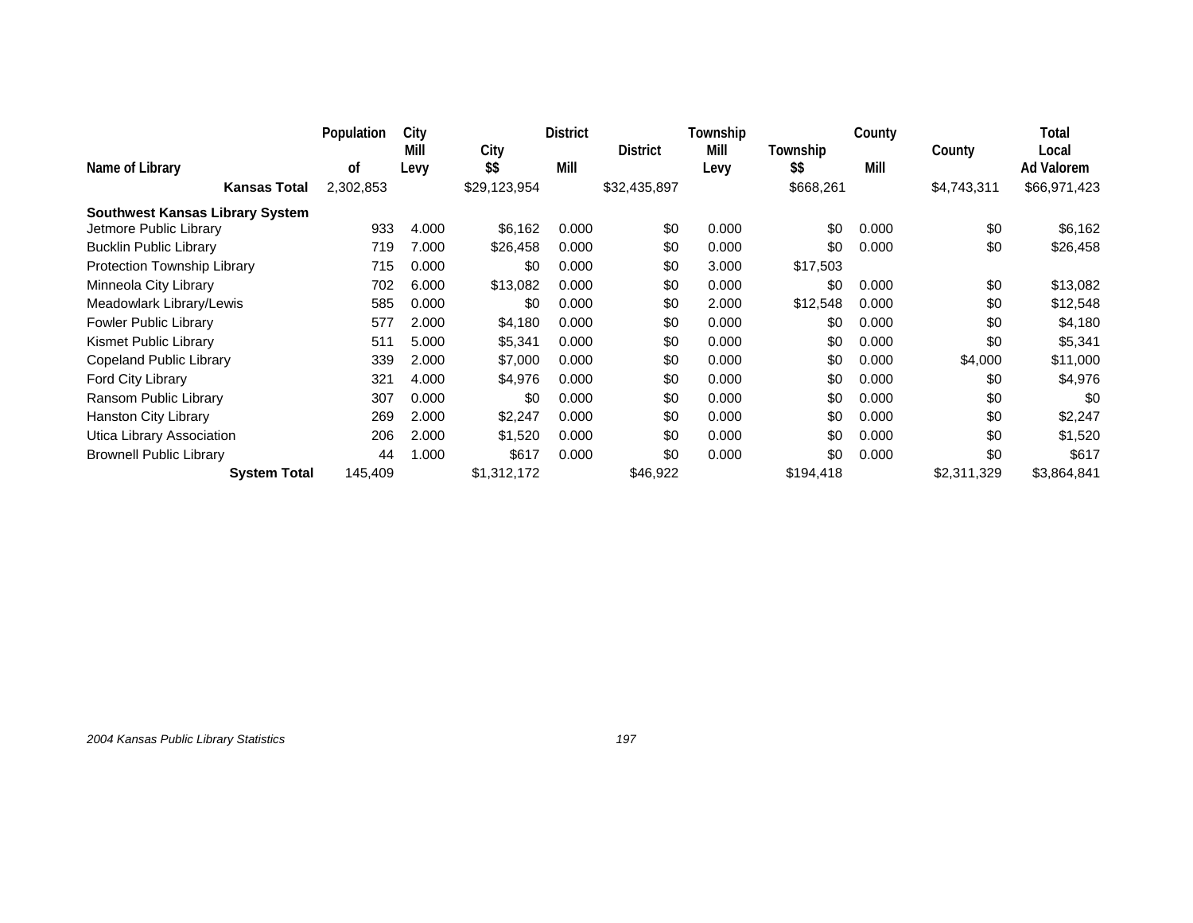| Name of Library | Population of | City Mill Levy | City $$ | District Mill | District | Township Mill Levy | Township $$ | County Mill | County | Total Local Ad Valorem |
|---|---|---|---|---|---|---|---|---|---|---|
| **Kansas Total** | 2,302,853 | | $29,123,954 | | $32,435,897 | | $668,261 | | $4,743,311 | $66,971,423 |
| **Southwest Kansas Library System** | | | | | | | | | | |
| Jetmore Public Library | 933 | 4.000 | $6,162 | 0.000 | $0 | 0.000 | $0 | 0.000 | $0 | $6,162 |
| Bucklin Public Library | 719 | 7.000 | $26,458 | 0.000 | $0 | 0.000 | $0 | 0.000 | $0 | $26,458 |
| Protection Township Library | 715 | 0.000 | $0 | 0.000 | $0 | 3.000 | $17,503 | | | |
| Minneola City Library | 702 | 6.000 | $13,082 | 0.000 | $0 | 0.000 | $0 | 0.000 | $0 | $13,082 |
| Meadowlark Library/Lewis | 585 | 0.000 | $0 | 0.000 | $0 | 2.000 | $12,548 | 0.000 | $0 | $12,548 |
| Fowler Public Library | 577 | 2.000 | $4,180 | 0.000 | $0 | 0.000 | $0 | 0.000 | $0 | $4,180 |
| Kismet Public Library | 511 | 5.000 | $5,341 | 0.000 | $0 | 0.000 | $0 | 0.000 | $0 | $5,341 |
| Copeland Public Library | 339 | 2.000 | $7,000 | 0.000 | $0 | 0.000 | $0 | 0.000 | $4,000 | $11,000 |
| Ford City Library | 321 | 4.000 | $4,976 | 0.000 | $0 | 0.000 | $0 | 0.000 | $0 | $4,976 |
| Ransom Public Library | 307 | 0.000 | $0 | 0.000 | $0 | 0.000 | $0 | 0.000 | $0 | $0 |
| Hanston City Library | 269 | 2.000 | $2,247 | 0.000 | $0 | 0.000 | $0 | 0.000 | $0 | $2,247 |
| Utica Library Association | 206 | 2.000 | $1,520 | 0.000 | $0 | 0.000 | $0 | 0.000 | $0 | $1,520 |
| Brownell Public Library | 44 | 1.000 | $617 | 0.000 | $0 | 0.000 | $0 | 0.000 | $0 | $617 |
| **System Total** | 145,409 | | $1,312,172 | | $46,922 | | $194,418 | | $2,311,329 | $3,864,841 |

*2004 Kansas Public Library Statistics*